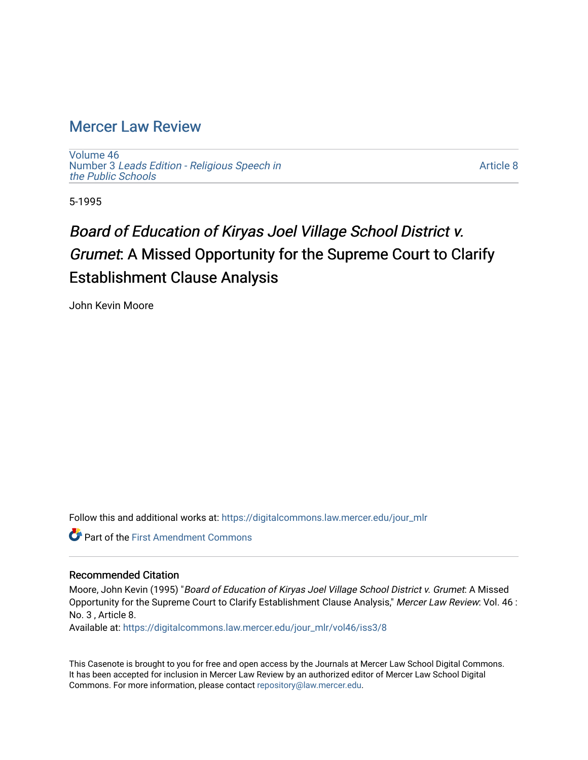# Mercer Law Review

Volume 46
Number 3 *Leads Edition - Religious Speech in the Public Schools*

Article 8

5-1995

## *Board of Education of Kiryas Joel Village School District v. Grumet*: A Missed Opportunity for the Supreme Court to Clarify Establishment Clause Analysis

John Kevin Moore

Follow this and additional works at: https://digitalcommons.law.mercer.edu/jour_mlr

Part of the First Amendment Commons

### Recommended Citation

Moore, John Kevin (1995) "*Board of Education of Kiryas Joel Village School District v. Grumet*: A Missed Opportunity for the Supreme Court to Clarify Establishment Clause Analysis," *Mercer Law Review*: Vol. 46 : No. 3 , Article 8.

Available at: https://digitalcommons.law.mercer.edu/jour_mlr/vol46/iss3/8

This Casenote is brought to you for free and open access by the Journals at Mercer Law School Digital Commons. It has been accepted for inclusion in Mercer Law Review by an authorized editor of Mercer Law School Digital Commons. For more information, please contact repository@law.mercer.edu.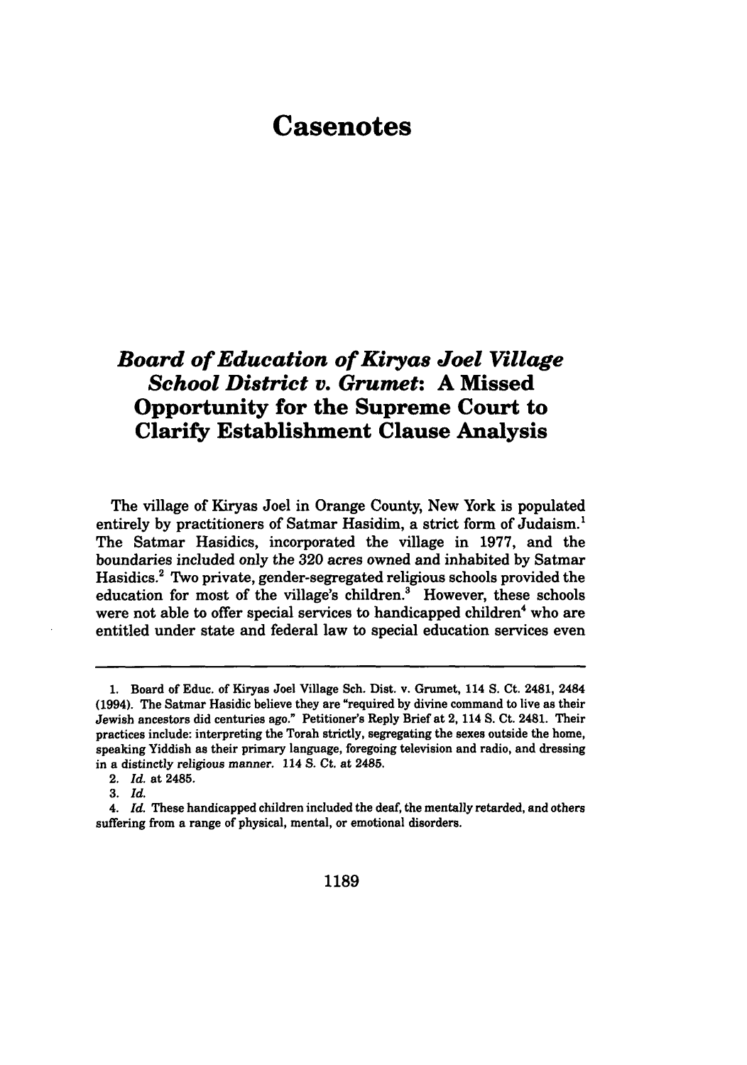# Casenotes

## *Board of Education of Kiryas Joel Village School District v. Grumet*: A Missed Opportunity for the Supreme Court to Clarify Establishment Clause Analysis

The village of Kiryas Joel in Orange County, New York is populated entirely by practitioners of Satmar Hasidim, a strict form of Judaism.[1] The Satmar Hasidics, incorporated the village in 1977, and the boundaries included only the 320 acres owned and inhabited by Satmar Hasidics.[2] Two private, gender-segregated religious schools provided the education for most of the village's children.[3] However, these schools were not able to offer special services to handicapped children[4] who are entitled under state and federal law to special education services even

---

1. Board of Educ. of Kiryas Joel Village Sch. Dist. v. Grumet, 114 S. Ct. 2481, 2484 (1994). The Satmar Hasidic believe they are "required by divine command to live as their Jewish ancestors did centuries ago." Petitioner's Reply Brief at 2, 114 S. Ct. 2481. Their practices include: interpreting the Torah strictly, segregating the sexes outside the home, speaking Yiddish as their primary language, foregoing television and radio, and dressing in a distinctly religious manner. 114 S. Ct. at 2485.
2. *Id.* at 2485.
3. *Id.*
4. *Id.* These handicapped children included the deaf, the mentally retarded, and others suffering from a range of physical, mental, or emotional disorders.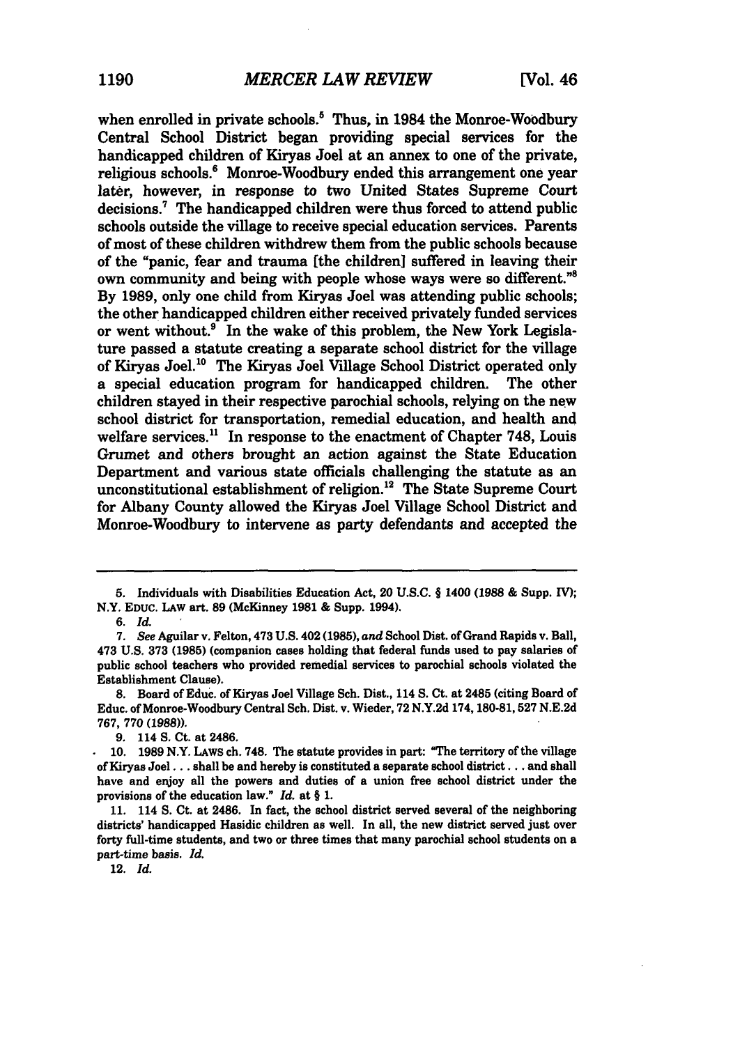when enrolled in private schools.[5] Thus, in 1984 the Monroe-Woodbury Central School District began providing special services for the handicapped children of Kiryas Joel at an annex to one of the private, religious schools.[6] Monroe-Woodbury ended this arrangement one year later, however, in response to two United States Supreme Court decisions.[7] The handicapped children were thus forced to attend public schools outside the village to receive special education services. Parents of most of these children withdrew them from the public schools because of the "panic, fear and trauma [the children] suffered in leaving their own community and being with people whose ways were so different."[8] By 1989, only one child from Kiryas Joel was attending public schools; the other handicapped children either received privately funded services or went without.[9] In the wake of this problem, the New York Legislature passed a statute creating a separate school district for the village of Kiryas Joel.[10] The Kiryas Joel Village School District operated only a special education program for handicapped children. The other children stayed in their respective parochial schools, relying on the new school district for transportation, remedial education, and health and welfare services.[11] In response to the enactment of Chapter 748, Louis Grumet and others brought an action against the State Education Department and various state officials challenging the statute as an unconstitutional establishment of religion.[12] The State Supreme Court for Albany County allowed the Kiryas Joel Village School District and Monroe-Woodbury to intervene as party defendants and accepted the

---

5. Individuals with Disabilities Education Act, 20 U.S.C. § 1400 (1988 & Supp. IV); N.Y. EDUC. LAW art. 89 (McKinney 1981 & Supp. 1994).

6. *Id.*

7. *See* Aguilar v. Felton, 473 U.S. 402 (1985), *and* School Dist. of Grand Rapids v. Ball, 473 U.S. 373 (1985) (companion cases holding that federal funds used to pay salaries of public school teachers who provided remedial services to parochial schools violated the Establishment Clause).

8. Board of Educ. of Kiryas Joel Village Sch. Dist., 114 S. Ct. at 2485 (citing Board of Educ. of Monroe-Woodbury Central Sch. Dist. v. Wieder, 72 N.Y.2d 174, 180-81, 527 N.E.2d 767, 770 (1988)).

9. 114 S. Ct. at 2486.

10. 1989 N.Y. LAWS ch. 748. The statute provides in part: "The territory of the village of Kiryas Joel . . . shall be and hereby is constituted a separate school district . . . and shall have and enjoy all the powers and duties of a union free school district under the provisions of the education law." *Id.* at § 1.

11. 114 S. Ct. at 2486. In fact, the school district served several of the neighboring districts' handicapped Hasidic children as well. In all, the new district served just over forty full-time students, and two or three times that many parochial school students on a part-time basis. *Id.*

12. *Id.*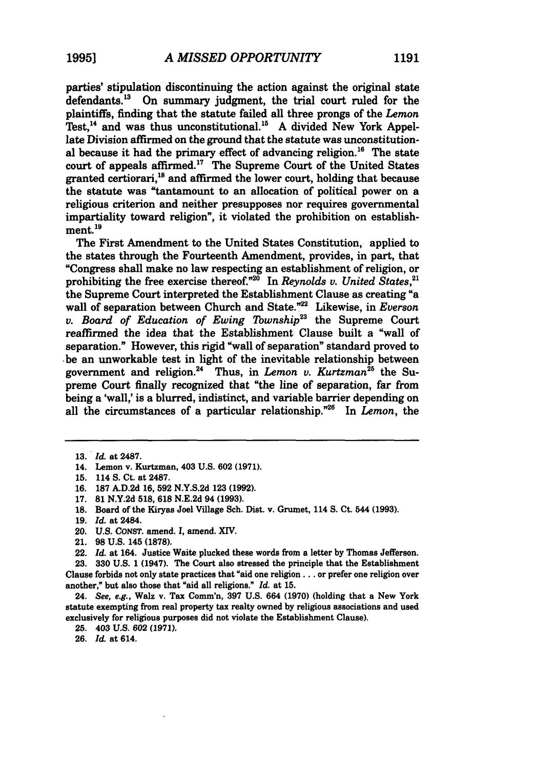parties' stipulation discontinuing the action against the original state defendants.[13] On summary judgment, the trial court ruled for the plaintiffs, finding that the statute failed all three prongs of the *Lemon* Test,[14] and was thus unconstitutional.[15] A divided New York Appellate Division affirmed on the ground that the statute was unconstitutional because it had the primary effect of advancing religion.[16] The state court of appeals affirmed.[17] The Supreme Court of the United States granted certiorari,[18] and affirmed the lower court, holding that because the statute was "tantamount to an allocation of political power on a religious criterion and neither presupposes nor requires governmental impartiality toward religion", it violated the prohibition on establishment.[19]

The First Amendment to the United States Constitution, applied to the states through the Fourteenth Amendment, provides, in part, that "Congress shall make no law respecting an establishment of religion, or prohibiting the free exercise thereof."[20] In *Reynolds v. United States*,[21] the Supreme Court interpreted the Establishment Clause as creating "a wall of separation between Church and State."[22] Likewise, in *Everson v. Board of Education of Ewing Township*[23] the Supreme Court reaffirmed the idea that the Establishment Clause built a "wall of separation." However, this rigid "wall of separation" standard proved to be an unworkable test in light of the inevitable relationship between government and religion.[24] Thus, in *Lemon v. Kurtzman*[25] the Supreme Court finally recognized that "the line of separation, far from being a 'wall,' is a blurred, indistinct, and variable barrier depending on all the circumstances of a particular relationship."[26] In *Lemon*, the

---

13. *Id.* at 2487.
14. Lemon v. Kurtzman, 403 U.S. 602 (1971).
15. 114 S. Ct. at 2487.
16. 187 A.D.2d 16, 592 N.Y.S.2d 123 (1992).
17. 81 N.Y.2d 518, 618 N.E.2d 94 (1993).
18. Board of the Kiryas Joel Village Sch. Dist. v. Grumet, 114 S. Ct. 544 (1993).
19. *Id.* at 2484.
20. U.S. CONST. amend. I, amend. XIV.
21. 98 U.S. 145 (1878).
22. *Id.* at 164. Justice Waite plucked these words from a letter by Thomas Jefferson.
23. 330 U.S. 1 (1947). The Court also stressed the principle that the Establishment Clause forbids not only state practices that "aid one religion . . . or prefer one religion over another," but also those that "aid all religions." *Id.* at 15.
24. *See, e.g.*, Walz v. Tax Comm'n, 397 U.S. 664 (1970) (holding that a New York statute exempting from real property tax realty owned by religious associations and used exclusively for religious purposes did not violate the Establishment Clause).
25. 403 U.S. 602 (1971).
26. *Id.* at 614.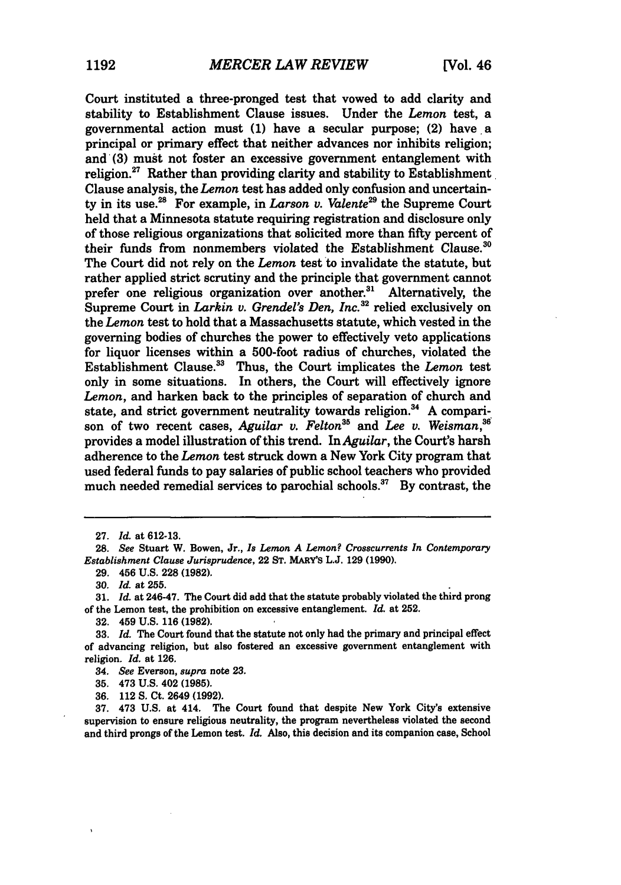Court instituted a three-pronged test that vowed to add clarity and stability to Establishment Clause issues. Under the *Lemon* test, a governmental action must (1) have a secular purpose; (2) have a principal or primary effect that neither advances nor inhibits religion; and (3) must not foster an excessive government entanglement with religion.[27] Rather than providing clarity and stability to Establishment Clause analysis, the *Lemon* test has added only confusion and uncertainty in its use.[28] For example, in *Larson v. Valente*[29] the Supreme Court held that a Minnesota statute requiring registration and disclosure only of those religious organizations that solicited more than fifty percent of their funds from nonmembers violated the Establishment Clause.[30] The Court did not rely on the *Lemon* test to invalidate the statute, but rather applied strict scrutiny and the principle that government cannot prefer one religious organization over another.[31] Alternatively, the Supreme Court in *Larkin v. Grendel's Den, Inc.*[32] relied exclusively on the *Lemon* test to hold that a Massachusetts statute, which vested in the governing bodies of churches the power to effectively veto applications for liquor licenses within a 500-foot radius of churches, violated the Establishment Clause.[33] Thus, the Court implicates the *Lemon* test only in some situations. In others, the Court will effectively ignore *Lemon*, and harken back to the principles of separation of church and state, and strict government neutrality towards religion.[34] A comparison of two recent cases, *Aguilar v. Felton*[35] and *Lee v. Weisman*,[36] provides a model illustration of this trend. In *Aguilar*, the Court's harsh adherence to the *Lemon* test struck down a New York City program that used federal funds to pay salaries of public school teachers who provided much needed remedial services to parochial schools.[37] By contrast, the

---

27. *Id.* at 612-13.

28. *See* Stuart W. Bowen, Jr., *Is Lemon A Lemon? Crosscurrents In Contemporary Establishment Clause Jurisprudence*, 22 ST. MARY'S L.J. 129 (1990).

29. 456 U.S. 228 (1982).

30. *Id.* at 255.

31. *Id.* at 246-47. The Court did add that the statute probably violated the third prong of the Lemon test, the prohibition on excessive entanglement. *Id.* at 252.

32. 459 U.S. 116 (1982).

33. *Id.* The Court found that the statute not only had the primary and principal effect of advancing religion, but also fostered an excessive government entanglement with religion. *Id.* at 126.

34. *See* Everson, *supra* note 23.

35. 473 U.S. 402 (1985).

36. 112 S. Ct. 2649 (1992).

37. 473 U.S. at 414. The Court found that despite New York City's extensive supervision to ensure religious neutrality, the program nevertheless violated the second and third prongs of the Lemon test. *Id.* Also, this decision and its companion case, School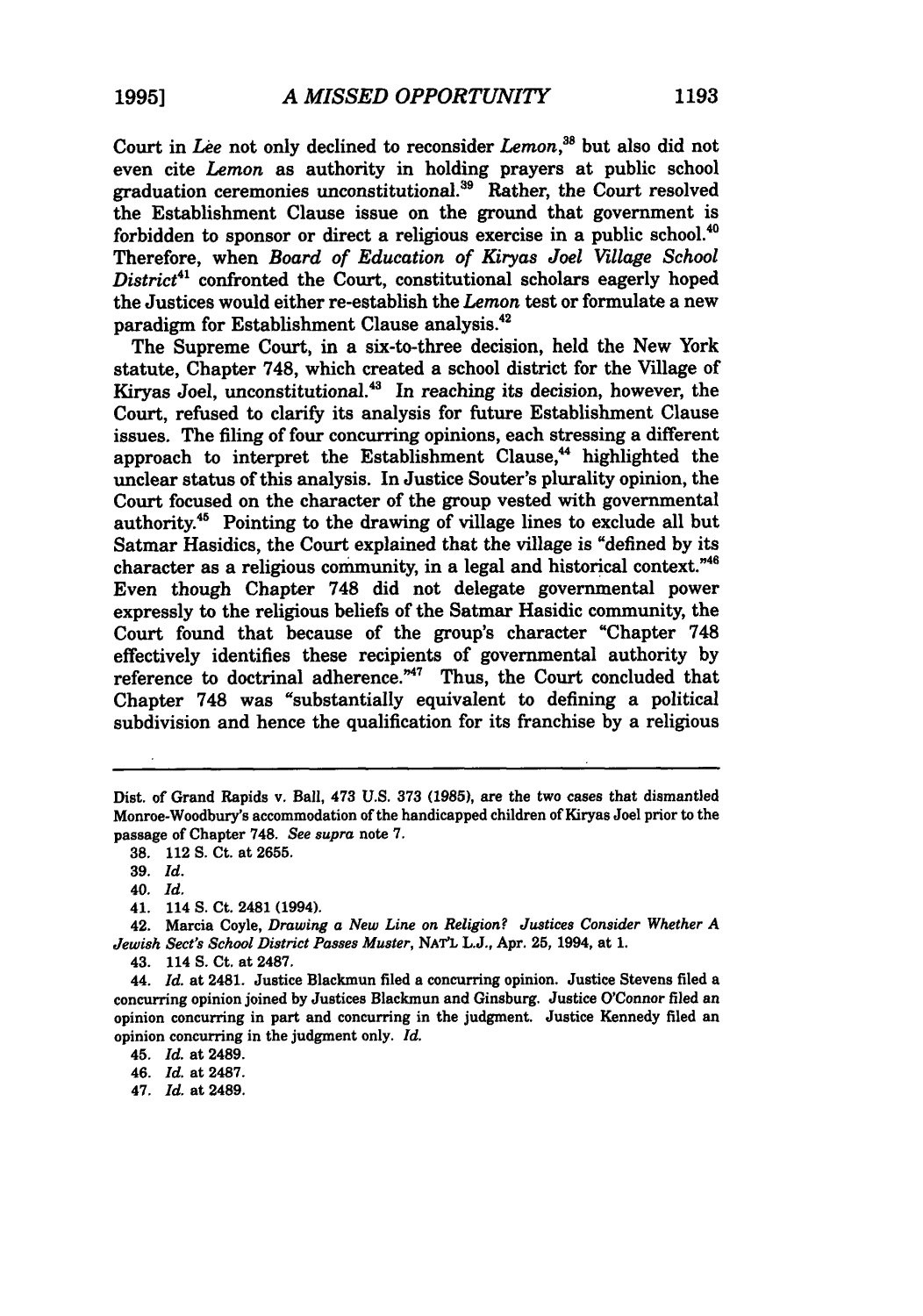Court in *Lee* not only declined to reconsider *Lemon*,[38] but also did not even cite *Lemon* as authority in holding prayers at public school graduation ceremonies unconstitutional.[39] Rather, the Court resolved the Establishment Clause issue on the ground that government is forbidden to sponsor or direct a religious exercise in a public school.[40] Therefore, when *Board of Education of Kiryas Joel Village School District*[41] confronted the Court, constitutional scholars eagerly hoped the Justices would either re-establish the *Lemon* test or formulate a new paradigm for Establishment Clause analysis.[42]

The Supreme Court, in a six-to-three decision, held the New York statute, Chapter 748, which created a school district for the Village of Kiryas Joel, unconstitutional.[43] In reaching its decision, however, the Court, refused to clarify its analysis for future Establishment Clause issues. The filing of four concurring opinions, each stressing a different approach to interpret the Establishment Clause,[44] highlighted the unclear status of this analysis. In Justice Souter's plurality opinion, the Court focused on the character of the group vested with governmental authority.[45] Pointing to the drawing of village lines to exclude all but Satmar Hasidics, the Court explained that the village is "defined by its character as a religious community, in a legal and historical context."[46] Even though Chapter 748 did not delegate governmental power expressly to the religious beliefs of the Satmar Hasidic community, the Court found that because of the group's character "Chapter 748 effectively identifies these recipients of governmental authority by reference to doctrinal adherence."[47] Thus, the Court concluded that Chapter 748 was "substantially equivalent to defining a political subdivision and hence the qualification for its franchise by a religious

---

Dist. of Grand Rapids v. Ball, 473 U.S. 373 (1985), are the two cases that dismantled Monroe-Woodbury's accommodation of the handicapped children of Kiryas Joel prior to the passage of Chapter 748. *See supra* note 7.

38. 112 S. Ct. at 2655.

39. *Id.*

40. *Id.*

41. 114 S. Ct. 2481 (1994).

42. Marcia Coyle, *Drawing a New Line on Religion? Justices Consider Whether A Jewish Sect's School District Passes Muster*, NAT'L L.J., Apr. 25, 1994, at 1.

43. 114 S. Ct. at 2487.

44. *Id.* at 2481. Justice Blackmun filed a concurring opinion. Justice Stevens filed a concurring opinion joined by Justices Blackmun and Ginsburg. Justice O'Connor filed an opinion concurring in part and concurring in the judgment. Justice Kennedy filed an opinion concurring in the judgment only. *Id.*

45. *Id.* at 2489.

46. *Id.* at 2487.

47. *Id.* at 2489.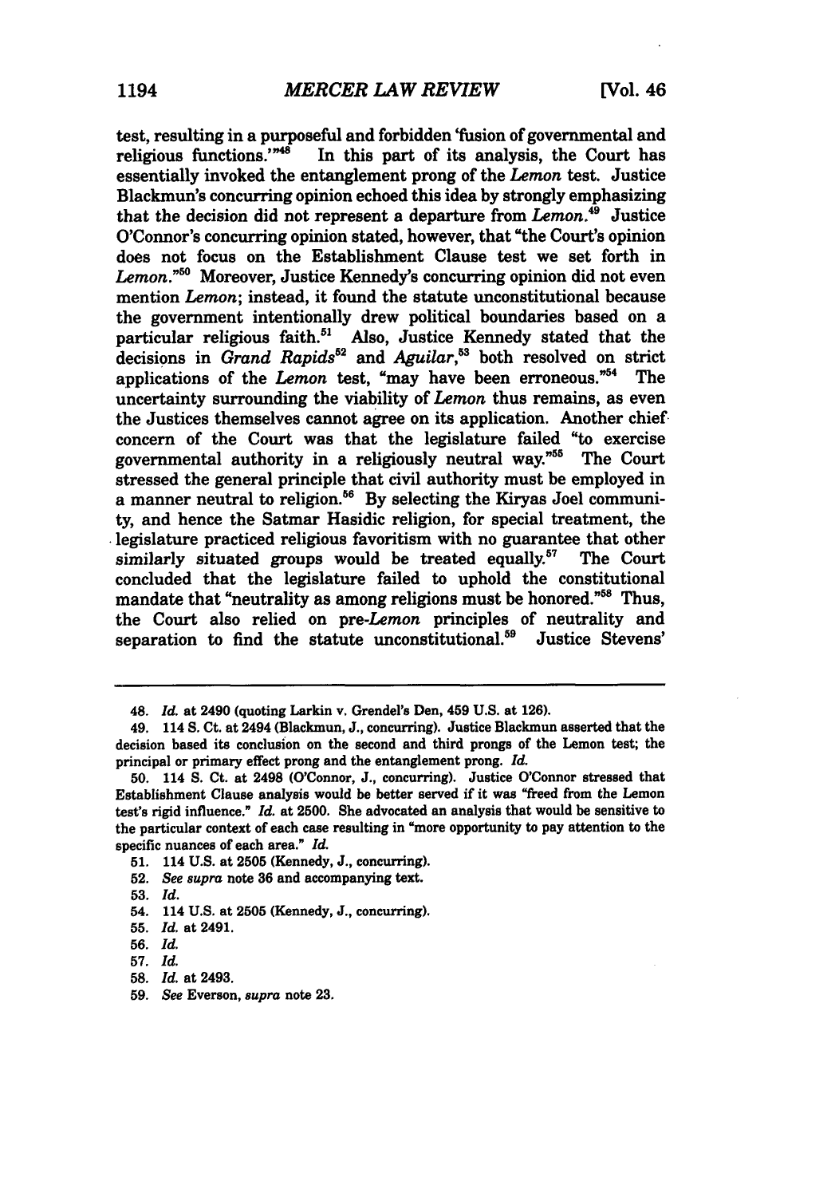test, resulting in a purposeful and forbidden 'fusion of governmental and religious functions.'"[48] In this part of its analysis, the Court has essentially invoked the entanglement prong of the *Lemon* test. Justice Blackmun's concurring opinion echoed this idea by strongly emphasizing that the decision did not represent a departure from *Lemon*.[49] Justice O'Connor's concurring opinion stated, however, that "the Court's opinion does not focus on the Establishment Clause test we set forth in *Lemon*."[50] Moreover, Justice Kennedy's concurring opinion did not even mention *Lemon*; instead, it found the statute unconstitutional because the government intentionally drew political boundaries based on a particular religious faith.[51] Also, Justice Kennedy stated that the decisions in *Grand Rapids*[52] and *Aguilar*,[53] both resolved on strict applications of the *Lemon* test, "may have been erroneous."[54] The uncertainty surrounding the viability of *Lemon* thus remains, as even the Justices themselves cannot agree on its application. Another chief concern of the Court was that the legislature failed "to exercise governmental authority in a religiously neutral way."[55] The Court stressed the general principle that civil authority must be employed in a manner neutral to religion.[56] By selecting the Kiryas Joel community, and hence the Satmar Hasidic religion, for special treatment, the legislature practiced religious favoritism with no guarantee that other similarly situated groups would be treated equally.[57] The Court concluded that the legislature failed to uphold the constitutional mandate that "neutrality as among religions must be honored."[58] Thus, the Court also relied on pre-*Lemon* principles of neutrality and separation to find the statute unconstitutional.[59] Justice Stevens'

---

48. *Id.* at 2490 (quoting Larkin v. Grendel's Den, 459 U.S. at 126).

49. 114 S. Ct. at 2494 (Blackmun, J., concurring). Justice Blackmun asserted that the decision based its conclusion on the second and third prongs of the Lemon test; the principal or primary effect prong and the entanglement prong. *Id.*

50. 114 S. Ct. at 2498 (O'Connor, J., concurring). Justice O'Connor stressed that Establishment Clause analysis would be better served if it was "freed from the Lemon test's rigid influence." *Id.* at 2500. She advocated an analysis that would be sensitive to the particular context of each case resulting in "more opportunity to pay attention to the specific nuances of each area." *Id.*

51. 114 U.S. at 2505 (Kennedy, J., concurring).

52. *See supra* note 36 and accompanying text.

53. *Id.*

54. 114 U.S. at 2505 (Kennedy, J., concurring).

55. *Id.* at 2491.

56. *Id.*

57. *Id.*

58. *Id.* at 2493.

59. *See* Everson, *supra* note 23.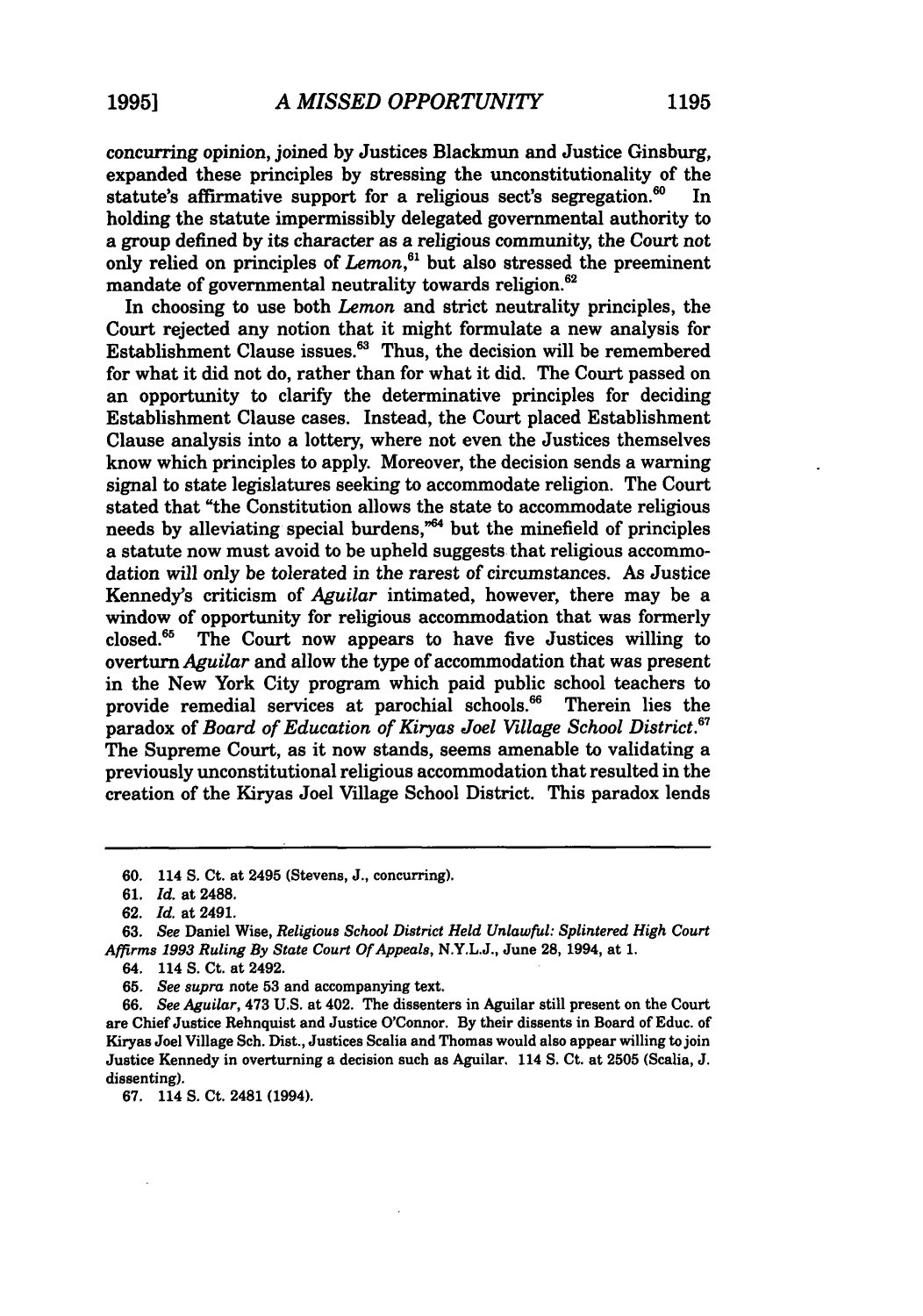concurring opinion, joined by Justices Blackmun and Justice Ginsburg, expanded these principles by stressing the unconstitutionality of the statute's affirmative support for a religious sect's segregation.[60] In holding the statute impermissibly delegated governmental authority to a group defined by its character as a religious community, the Court not only relied on principles of *Lemon*,[61] but also stressed the preeminent mandate of governmental neutrality towards religion.[62]

In choosing to use both *Lemon* and strict neutrality principles, the Court rejected any notion that it might formulate a new analysis for Establishment Clause issues.[63] Thus, the decision will be remembered for what it did not do, rather than for what it did. The Court passed on an opportunity to clarify the determinative principles for deciding Establishment Clause cases. Instead, the Court placed Establishment Clause analysis into a lottery, where not even the Justices themselves know which principles to apply. Moreover, the decision sends a warning signal to state legislatures seeking to accommodate religion. The Court stated that "the Constitution allows the state to accommodate religious needs by alleviating special burdens,"[64] but the minefield of principles a statute now must avoid to be upheld suggests that religious accommodation will only be tolerated in the rarest of circumstances. As Justice Kennedy's criticism of *Aguilar* intimated, however, there may be a window of opportunity for religious accommodation that was formerly closed.[65] The Court now appears to have five Justices willing to overturn *Aguilar* and allow the type of accommodation that was present in the New York City program which paid public school teachers to provide remedial services at parochial schools.[66] Therein lies the paradox of *Board of Education of Kiryas Joel Village School District*.[67] The Supreme Court, as it now stands, seems amenable to validating a previously unconstitutional religious accommodation that resulted in the creation of the Kiryas Joel Village School District. This paradox lends

---

60. 114 S. Ct. at 2495 (Stevens, J., concurring).

61. *Id.* at 2488.

62. *Id.* at 2491.

63. *See* Daniel Wise, *Religious School District Held Unlawful: Splintered High Court Affirms 1993 Ruling By State Court Of Appeals*, N.Y.L.J., June 28, 1994, at 1.

64. 114 S. Ct. at 2492.

65. *See supra* note 53 and accompanying text.

66. *See Aguilar*, 473 U.S. at 402. The dissenters in Aguilar still present on the Court are Chief Justice Rehnquist and Justice O'Connor. By their dissents in Board of Educ. of Kiryas Joel Village Sch. Dist., Justices Scalia and Thomas would also appear willing to join Justice Kennedy in overturning a decision such as Aguilar. 114 S. Ct. at 2505 (Scalia, J. dissenting).

67. 114 S. Ct. 2481 (1994).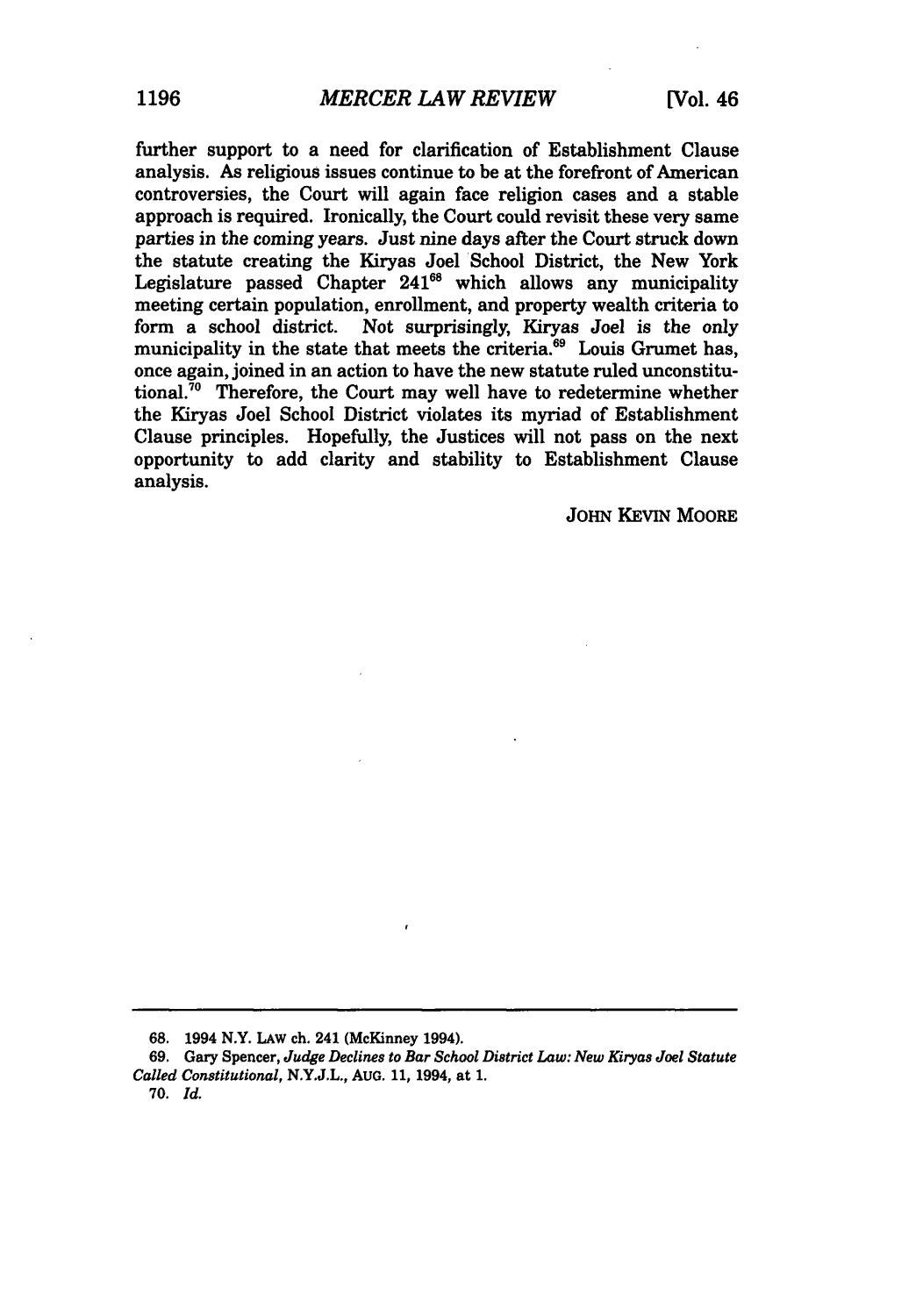further support to a need for clarification of Establishment Clause analysis. As religious issues continue to be at the forefront of American controversies, the Court will again face religion cases and a stable approach is required. Ironically, the Court could revisit these very same parties in the coming years. Just nine days after the Court struck down the statute creating the Kiryas Joel School District, the New York Legislature passed Chapter 241[68] which allows any municipality meeting certain population, enrollment, and property wealth criteria to form a school district. Not surprisingly, Kiryas Joel is the only municipality in the state that meets the criteria.[69] Louis Grumet has, once again, joined in an action to have the new statute ruled unconstitutional.[70] Therefore, the Court may well have to redetermine whether the Kiryas Joel School District violates its myriad of Establishment Clause principles. Hopefully, the Justices will not pass on the next opportunity to add clarity and stability to Establishment Clause analysis.

JOHN KEVIN MOORE

---

68. 1994 N.Y. LAW ch. 241 (McKinney 1994).

69. Gary Spencer, *Judge Declines to Bar School District Law: New Kiryas Joel Statute Called Constitutional*, N.Y.J.L., AUG. 11, 1994, at 1.

70. *Id.*